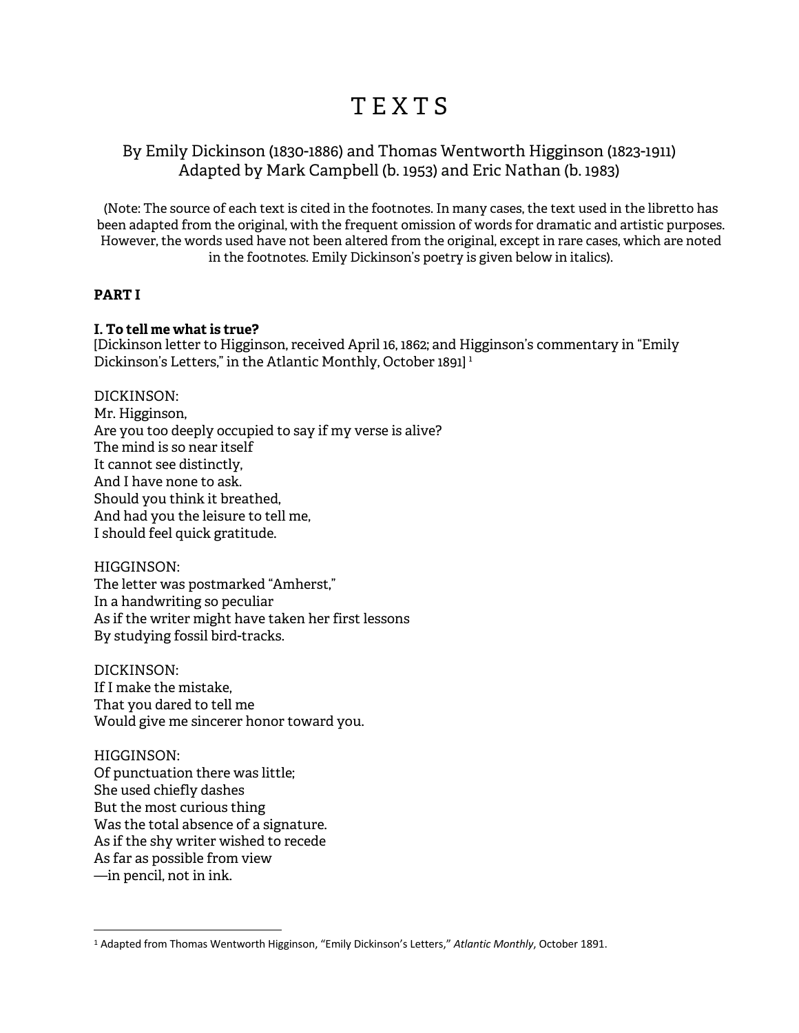# TEXTS

By Emily Dickinson (1830-1886) and Thomas Wentworth Higginson (1823-1911)
Adapted by Mark Campbell (b. 1953) and Eric Nathan (b. 1983)

(Note: The source of each text is cited in the footnotes. In many cases, the text used in the libretto has been adapted from the original, with the frequent omission of words for dramatic and artistic purposes. However, the words used have not been altered from the original, except in rare cases, which are noted in the footnotes. Emily Dickinson's poetry is given below in italics).

**PART I**

**I. To tell me what is true?**
[Dickinson letter to Higginson, received April 16, 1862; and Higginson's commentary in "Emily Dickinson's Letters," in the Atlantic Monthly, October 1891] [1]

DICKINSON:
Mr. Higginson,
Are you too deeply occupied to say if my verse is alive?
The mind is so near itself
It cannot see distinctly,
And I have none to ask.
Should you think it breathed,
And had you the leisure to tell me,
I should feel quick gratitude.

HIGGINSON:
The letter was postmarked "Amherst,"
In a handwriting so peculiar
As if the writer might have taken her first lessons
By studying fossil bird-tracks.

DICKINSON:
If I make the mistake,
That you dared to tell me
Would give me sincerer honor toward you.

HIGGINSON:
Of punctuation there was little;
She used chiefly dashes
But the most curious thing
Was the total absence of a signature.
As if the shy writer wished to recede
As far as possible from view
—in pencil, not in ink.

---

[1] Adapted from Thomas Wentworth Higginson, "Emily Dickinson's Letters," *Atlantic Monthly*, October 1891.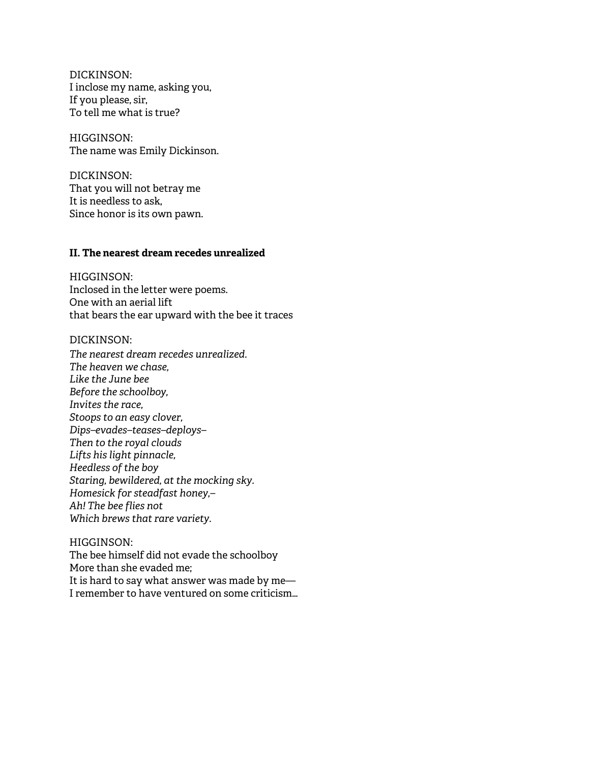DICKINSON:  
I inclose my name, asking you,  
If you please, sir,  
To tell me what is true?

HIGGINSON:  
The name was Emily Dickinson.

DICKINSON:  
That you will not betray me  
It is needless to ask,  
Since honor is its own pawn.

**II. The nearest dream recedes unrealized**

HIGGINSON:  
Inclosed in the letter were poems.  
One with an aerial lift  
that bears the ear upward with the bee it traces

DICKINSON:  
*The nearest dream recedes unrealized.*  
*The heaven we chase,*  
*Like the June bee*  
*Before the schoolboy,*  
*Invites the race,*  
*Stoops to an easy clover,*  
*Dips–evades–teases–deploys–*  
*Then to the royal clouds*  
*Lifts his light pinnacle,*  
*Heedless of the boy*  
*Staring, bewildered, at the mocking sky.*  
*Homesick for steadfast honey,–*  
*Ah! The bee flies not*  
*Which brews that rare variety.*

HIGGINSON:  
The bee himself did not evade the schoolboy  
More than she evaded me;  
It is hard to say what answer was made by me—  
I remember to have ventured on some criticism...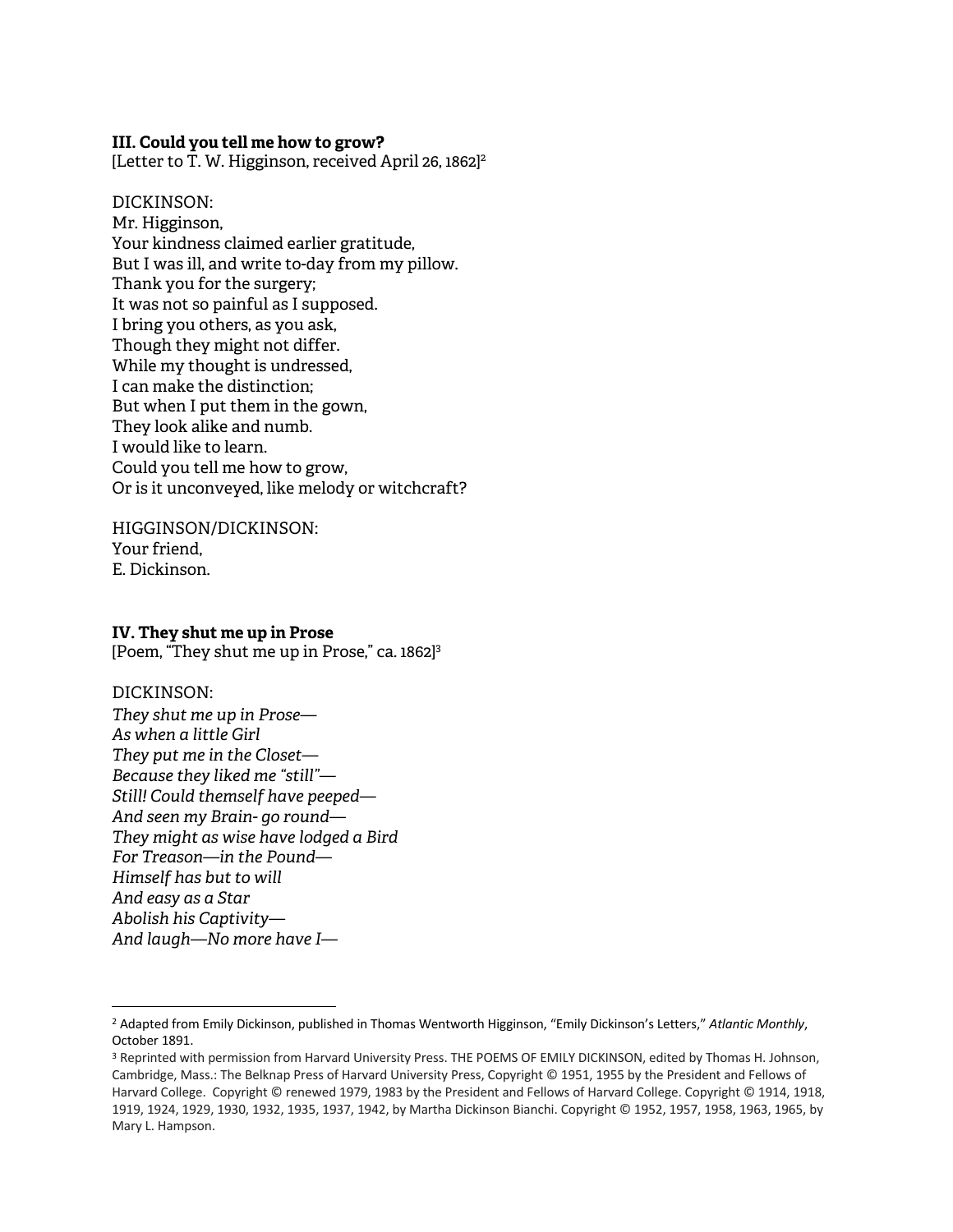**III. Could you tell me how to grow?**
[Letter to T. W. Higginson, received April 26, 1862][2]

DICKINSON:
Mr. Higginson,
Your kindness claimed earlier gratitude,
But I was ill, and write to-day from my pillow.
Thank you for the surgery;
It was not so painful as I supposed.
I bring you others, as you ask,
Though they might not differ.
While my thought is undressed,
I can make the distinction;
But when I put them in the gown,
They look alike and numb.
I would like to learn.
Could you tell me how to grow,
Or is it unconveyed, like melody or witchcraft?

HIGGINSON/DICKINSON:
Your friend,
E. Dickinson.

**IV. They shut me up in Prose**
[Poem, "They shut me up in Prose," ca. 1862][3]

DICKINSON:
*They shut me up in Prose—*
*As when a little Girl*
*They put me in the Closet—*
*Because they liked me "still"—*
*Still! Could themself have peeped—*
*And seen my Brain- go round—*
*They might as wise have lodged a Bird*
*For Treason—in the Pound—*
*Himself has but to will*
*And easy as a Star*
*Abolish his Captivity—*
*And laugh—No more have I—*

---

[2] Adapted from Emily Dickinson, published in Thomas Wentworth Higginson, "Emily Dickinson's Letters," *Atlantic Monthly*, October 1891.

[3] Reprinted with permission from Harvard University Press. THE POEMS OF EMILY DICKINSON, edited by Thomas H. Johnson, Cambridge, Mass.: The Belknap Press of Harvard University Press, Copyright © 1951, 1955 by the President and Fellows of Harvard College. Copyright © renewed 1979, 1983 by the President and Fellows of Harvard College. Copyright © 1914, 1918, 1919, 1924, 1929, 1930, 1932, 1935, 1937, 1942, by Martha Dickinson Bianchi. Copyright © 1952, 1957, 1958, 1963, 1965, by Mary L. Hampson.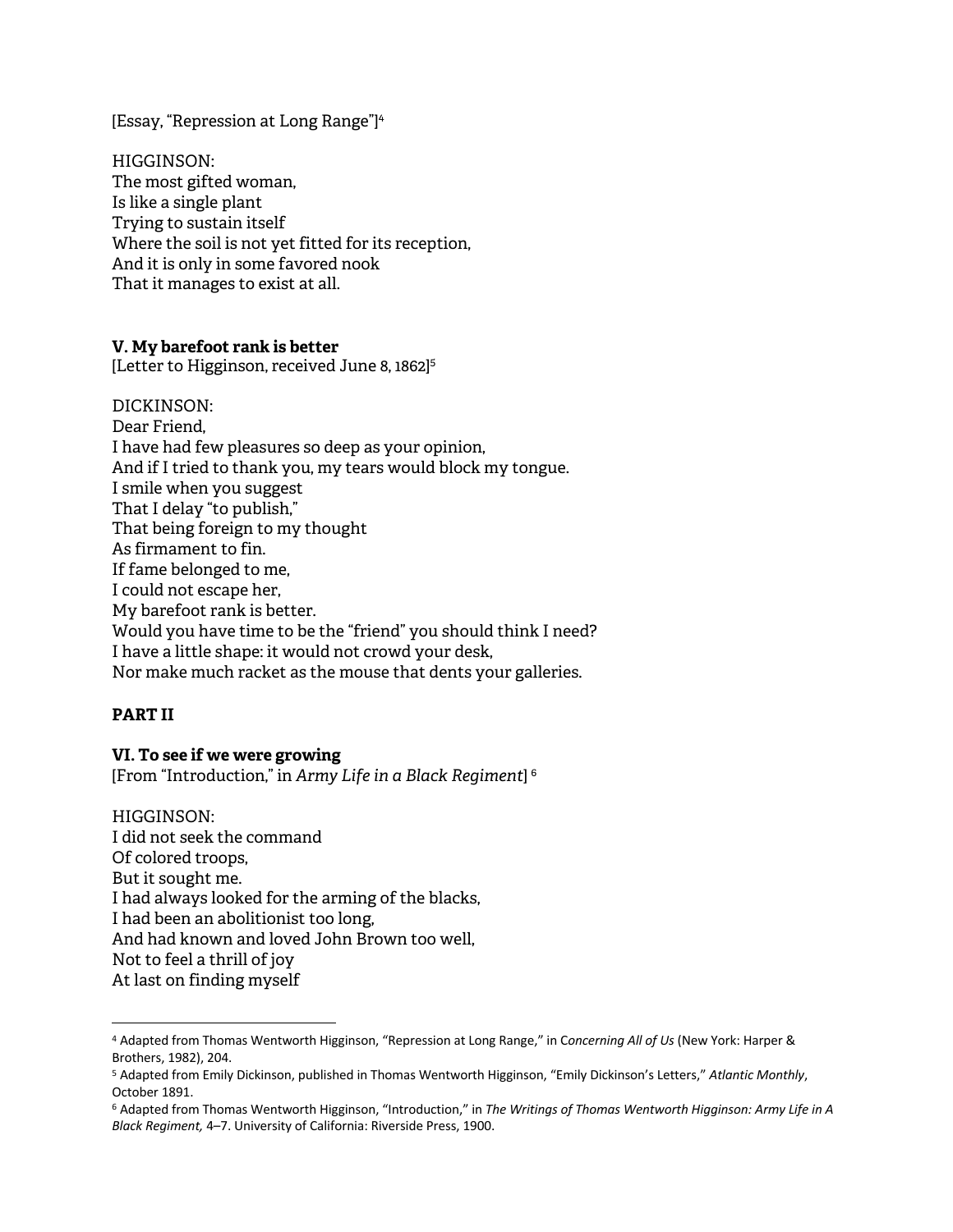[Essay, "Repression at Long Range"][4]

HIGGINSON:
The most gifted woman,
Is like a single plant
Trying to sustain itself
Where the soil is not yet fitted for its reception,
And it is only in some favored nook
That it manages to exist at all.

**V. My barefoot rank is better**
[Letter to Higginson, received June 8, 1862][5]

DICKINSON:
Dear Friend,
I have had few pleasures so deep as your opinion,
And if I tried to thank you, my tears would block my tongue.
I smile when you suggest
That I delay "to publish,"
That being foreign to my thought
As firmament to fin.
If fame belonged to me,
I could not escape her,
My barefoot rank is better.
Would you have time to be the "friend" you should think I need?
I have a little shape: it would not crowd your desk,
Nor make much racket as the mouse that dents your galleries.

**PART II**

**VI. To see if we were growing**
[From "Introduction," in *Army Life in a Black Regiment*] [6]

HIGGINSON:
I did not seek the command
Of colored troops,
But it sought me.
I had always looked for the arming of the blacks,
I had been an abolitionist too long,
And had known and loved John Brown too well,
Not to feel a thrill of joy
At last on finding myself

---

[4] Adapted from Thomas Wentworth Higginson, "Repression at Long Range," in C*oncerning All of Us* (New York: Harper & Brothers, 1982), 204.

[5] Adapted from Emily Dickinson, published in Thomas Wentworth Higginson, "Emily Dickinson's Letters," *Atlantic Monthly*, October 1891.

[6] Adapted from Thomas Wentworth Higginson, "Introduction," in *The Writings of Thomas Wentworth Higginson: Army Life in A Black Regiment,* 4–7. University of California: Riverside Press, 1900.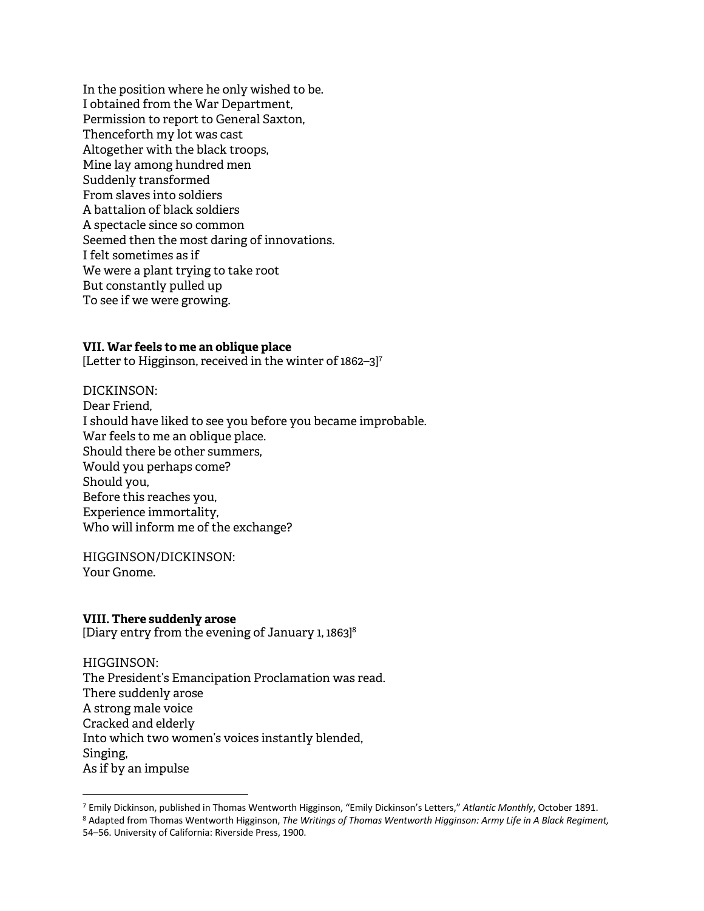In the position where he only wished to be.
I obtained from the War Department,
Permission to report to General Saxton,
Thenceforth my lot was cast
Altogether with the black troops,
Mine lay among hundred men
Suddenly transformed
From slaves into soldiers
A battalion of black soldiers
A spectacle since so common
Seemed then the most daring of innovations.
I felt sometimes as if
We were a plant trying to take root
But constantly pulled up
To see if we were growing.

**VII. War feels to me an oblique place**
[Letter to Higginson, received in the winter of 1862–3][7]

DICKINSON:
Dear Friend,
I should have liked to see you before you became improbable.
War feels to me an oblique place.
Should there be other summers,
Would you perhaps come?
Should you,
Before this reaches you,
Experience immortality,
Who will inform me of the exchange?

HIGGINSON/DICKINSON:
Your Gnome.

**VIII. There suddenly arose**
[Diary entry from the evening of January 1, 1863][8]

HIGGINSON:
The President's Emancipation Proclamation was read.
There suddenly arose
A strong male voice
Cracked and elderly
Into which two women's voices instantly blended,
Singing,
As if by an impulse

---

[7] Emily Dickinson, published in Thomas Wentworth Higginson, "Emily Dickinson's Letters," *Atlantic Monthly*, October 1891.

[8] Adapted from Thomas Wentworth Higginson, *The Writings of Thomas Wentworth Higginson: Army Life in A Black Regiment,* 54–56. University of California: Riverside Press, 1900.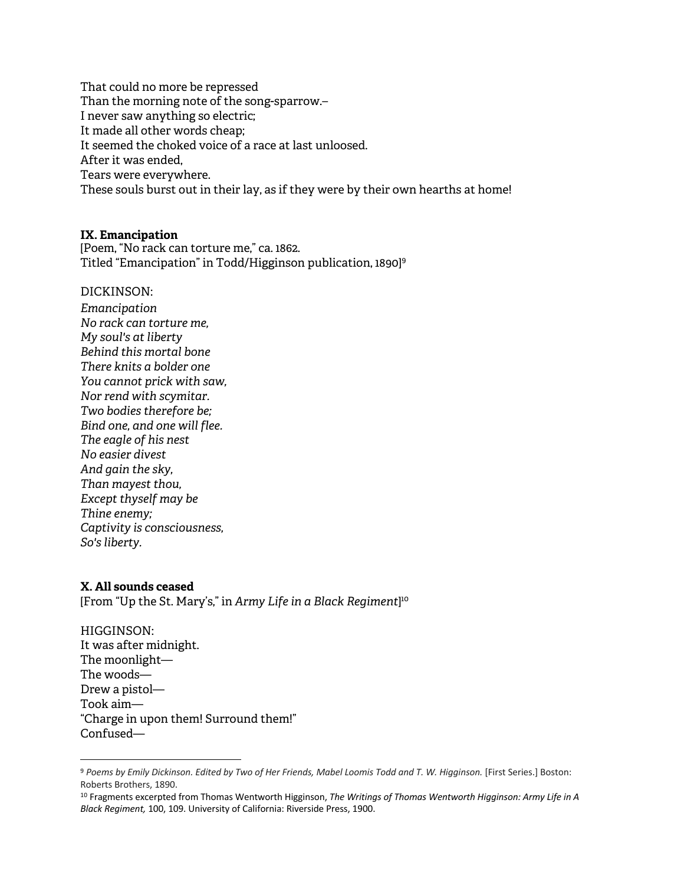That could no more be repressed
Than the morning note of the song-sparrow.–
I never saw anything so electric;
It made all other words cheap;
It seemed the choked voice of a race at last unloosed.
After it was ended,
Tears were everywhere.
These souls burst out in their lay, as if they were by their own hearths at home!

**IX. Emancipation**
[Poem, "No rack can torture me," ca. 1862.
Titled "Emancipation" in Todd/Higginson publication, 1890][9]

DICKINSON:
*Emancipation*
*No rack can torture me,*
*My soul's at liberty*
*Behind this mortal bone*
*There knits a bolder one*
*You cannot prick with saw,*
*Nor rend with scymitar.*
*Two bodies therefore be;*
*Bind one, and one will flee.*
*The eagle of his nest*
*No easier divest*
*And gain the sky,*
*Than mayest thou,*
*Except thyself may be*
*Thine enemy;*
*Captivity is consciousness,*
*So's liberty.*

**X. All sounds ceased**
[From "Up the St. Mary's," in *Army Life in a Black Regiment*][10]

HIGGINSON:
It was after midnight.
The moonlight—
The woods—
Drew a pistol—
Took aim—
"Charge in upon them! Surround them!"
Confused—

---

[9] *Poems by Emily Dickinson. Edited by Two of Her Friends, Mabel Loomis Todd and T. W. Higginson.* [First Series.] Boston: Roberts Brothers, 1890.

[10] Fragments excerpted from Thomas Wentworth Higginson, *The Writings of Thomas Wentworth Higginson: Army Life in A Black Regiment,* 100, 109. University of California: Riverside Press, 1900.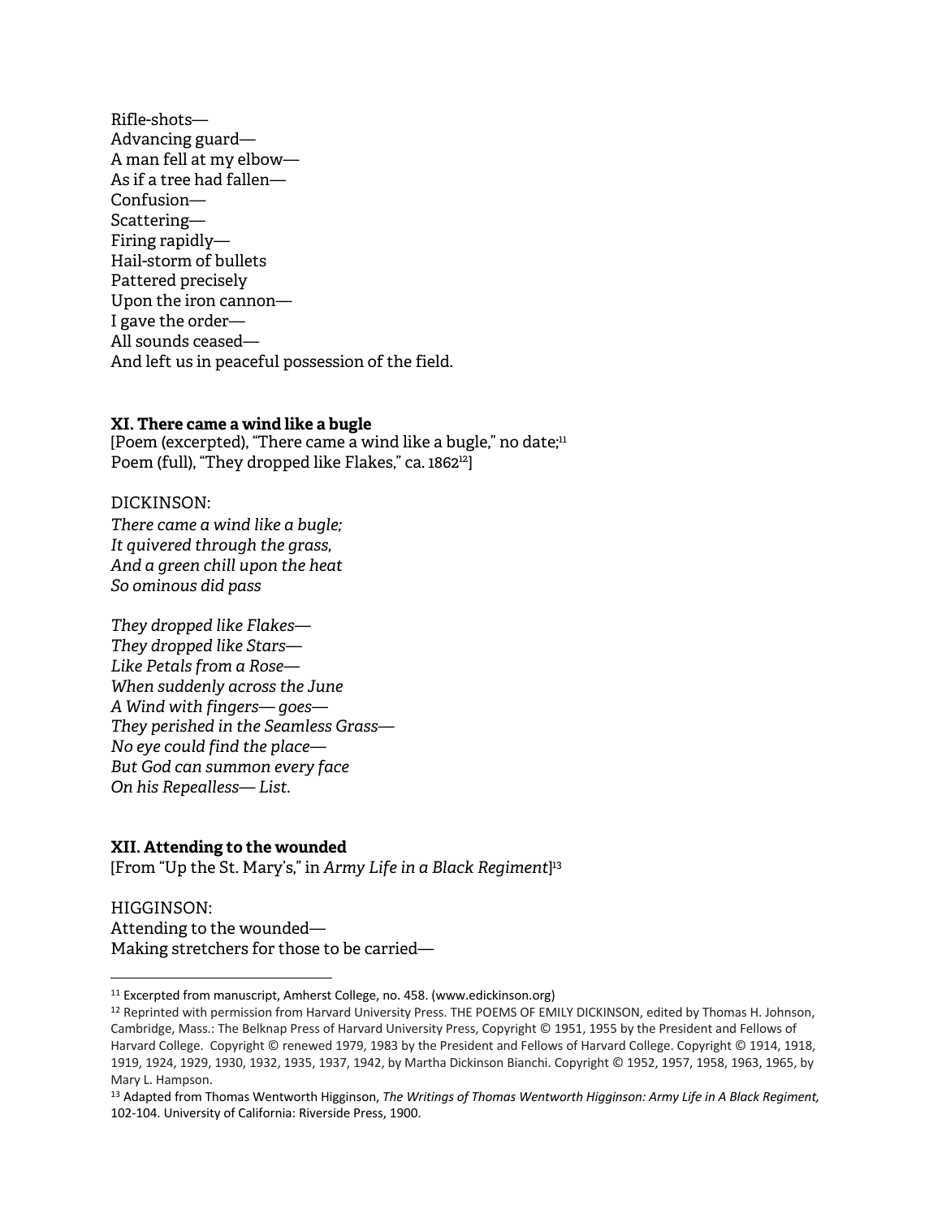Rifle-shots—
Advancing guard—
A man fell at my elbow—
As if a tree had fallen—
Confusion—
Scattering—
Firing rapidly—
Hail-storm of bullets
Pattered precisely
Upon the iron cannon—
I gave the order—
All sounds ceased—
And left us in peaceful possession of the field.

### XI. There came a wind like a bugle

[Poem (excerpted), "There came a wind like a bugle," no date;[11]
Poem (full), "They dropped like Flakes," ca. 1862[12]]

DICKINSON:
*There came a wind like a bugle;*
*It quivered through the grass,*
*And a green chill upon the heat*
*So ominous did pass*

*They dropped like Flakes—*
*They dropped like Stars—*
*Like Petals from a Rose—*
*When suddenly across the June*
*A Wind with fingers— goes—*
*They perished in the Seamless Grass—*
*No eye could find the place—*
*But God can summon every face*
*On his Repealless— List.*

### XII. Attending to the wounded

[From "Up the St. Mary's," in *Army Life in a Black Regiment*][13]

HIGGINSON:
Attending to the wounded—
Making stretchers for those to be carried—

---

[11] Excerpted from manuscript, Amherst College, no. 458. (www.edickinson.org)

[12] Reprinted with permission from Harvard University Press. THE POEMS OF EMILY DICKINSON, edited by Thomas H. Johnson, Cambridge, Mass.: The Belknap Press of Harvard University Press, Copyright © 1951, 1955 by the President and Fellows of Harvard College. Copyright © renewed 1979, 1983 by the President and Fellows of Harvard College. Copyright © 1914, 1918, 1919, 1924, 1929, 1930, 1932, 1935, 1937, 1942, by Martha Dickinson Bianchi. Copyright © 1952, 1957, 1958, 1963, 1965, by Mary L. Hampson.

[13] Adapted from Thomas Wentworth Higginson, *The Writings of Thomas Wentworth Higginson: Army Life in A Black Regiment,* 102-104. University of California: Riverside Press, 1900.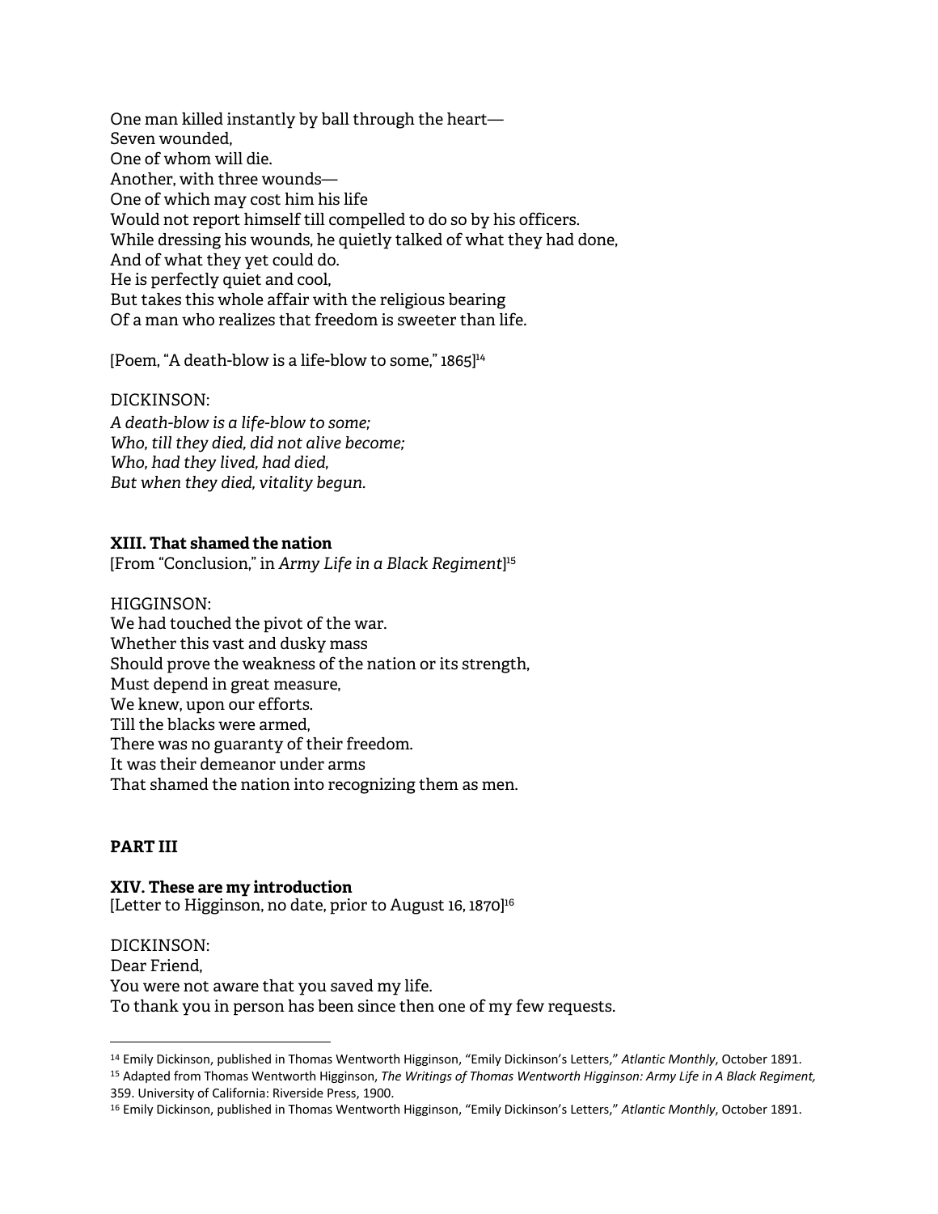One man killed instantly by ball through the heart—
Seven wounded,
One of whom will die.
Another, with three wounds—
One of which may cost him his life
Would not report himself till compelled to do so by his officers.
While dressing his wounds, he quietly talked of what they had done,
And of what they yet could do.
He is perfectly quiet and cool,
But takes this whole affair with the religious bearing
Of a man who realizes that freedom is sweeter than life.

[Poem, "A death-blow is a life-blow to some," 1865][14]

DICKINSON:
*A death-blow is a life-blow to some;*
*Who, till they died, did not alive become;*
*Who, had they lived, had died,*
*But when they died, vitality begun.*

### XIII. That shamed the nation

[From "Conclusion," in *Army Life in a Black Regiment*][15]

HIGGINSON:
We had touched the pivot of the war.
Whether this vast and dusky mass
Should prove the weakness of the nation or its strength,
Must depend in great measure,
We knew, upon our efforts.
Till the blacks were armed,
There was no guaranty of their freedom.
It was their demeanor under arms
That shamed the nation into recognizing them as men.

## PART III

### XIV. These are my introduction

[Letter to Higginson, no date, prior to August 16, 1870][16]

DICKINSON:
Dear Friend,
You were not aware that you saved my life.
To thank you in person has been since then one of my few requests.

---

[14] Emily Dickinson, published in Thomas Wentworth Higginson, "Emily Dickinson's Letters," *Atlantic Monthly*, October 1891.

[15] Adapted from Thomas Wentworth Higginson, *The Writings of Thomas Wentworth Higginson: Army Life in A Black Regiment,* 359. University of California: Riverside Press, 1900.

[16] Emily Dickinson, published in Thomas Wentworth Higginson, "Emily Dickinson's Letters," *Atlantic Monthly*, October 1891.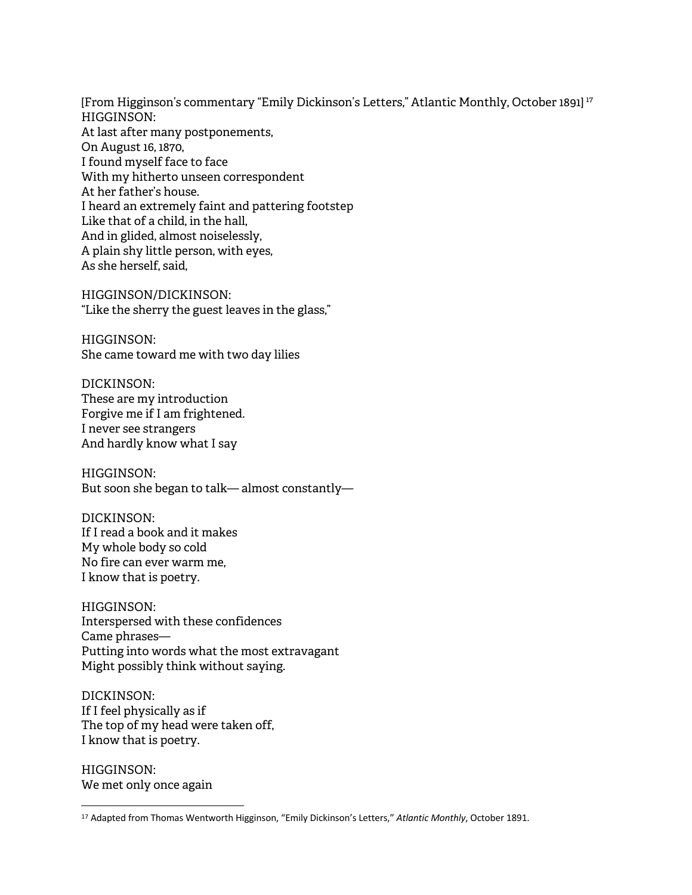[From Higginson's commentary "Emily Dickinson's Letters," Atlantic Monthly, October 1891] [17]
HIGGINSON:
At last after many postponements,
On August 16, 1870,
I found myself face to face
With my hitherto unseen correspondent
At her father's house.
I heard an extremely faint and pattering footstep
Like that of a child, in the hall,
And in glided, almost noiselessly,
A plain shy little person, with eyes,
As she herself, said,

HIGGINSON/DICKINSON:
"Like the sherry the guest leaves in the glass,"

HIGGINSON:
She came toward me with two day lilies

DICKINSON:
These are my introduction
Forgive me if I am frightened.
I never see strangers
And hardly know what I say

HIGGINSON:
But soon she began to talk— almost constantly—

DICKINSON:
If I read a book and it makes
My whole body so cold
No fire can ever warm me,
I know that is poetry.

HIGGINSON:
Interspersed with these confidences
Came phrases—
Putting into words what the most extravagant
Might possibly think without saying.

DICKINSON:
If I feel physically as if
The top of my head were taken off,
I know that is poetry.

HIGGINSON:
We met only once again

[17] Adapted from Thomas Wentworth Higginson, "Emily Dickinson's Letters," *Atlantic Monthly*, October 1891.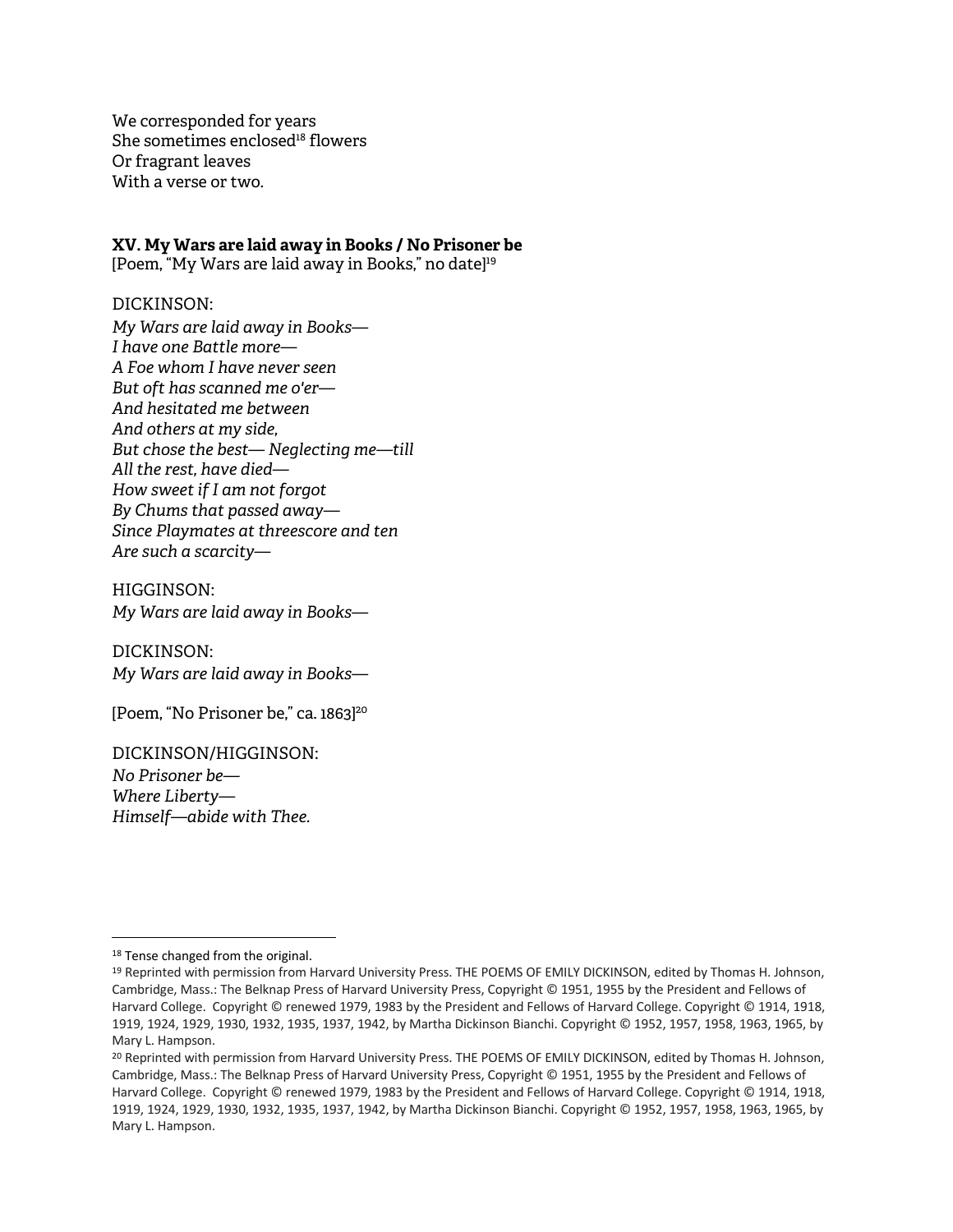We corresponded for years  
She sometimes enclosed[18] flowers  
Or fragrant leaves  
With a verse or two.

**XV. My Wars are laid away in Books / No Prisoner be**  
[Poem, "My Wars are laid away in Books," no date][19]

DICKINSON:  
*My Wars are laid away in Books—*  
*I have one Battle more—*  
*A Foe whom I have never seen*  
*But oft has scanned me o'er—*  
*And hesitated me between*  
*And others at my side,*  
*But chose the best— Neglecting me—till*  
*All the rest, have died—*  
*How sweet if I am not forgot*  
*By Chums that passed away—*  
*Since Playmates at threescore and ten*  
*Are such a scarcity—*

HIGGINSON:  
*My Wars are laid away in Books—*

DICKINSON:  
*My Wars are laid away in Books—*

[Poem, "No Prisoner be," ca. 1863][20]

DICKINSON/HIGGINSON:  
*No Prisoner be—*  
*Where Liberty—*  
*Himself—abide with Thee.*

---

[18] Tense changed from the original.

[19] Reprinted with permission from Harvard University Press. THE POEMS OF EMILY DICKINSON, edited by Thomas H. Johnson, Cambridge, Mass.: The Belknap Press of Harvard University Press, Copyright © 1951, 1955 by the President and Fellows of Harvard College. Copyright © renewed 1979, 1983 by the President and Fellows of Harvard College. Copyright © 1914, 1918, 1919, 1924, 1929, 1930, 1932, 1935, 1937, 1942, by Martha Dickinson Bianchi. Copyright © 1952, 1957, 1958, 1963, 1965, by Mary L. Hampson.

[20] Reprinted with permission from Harvard University Press. THE POEMS OF EMILY DICKINSON, edited by Thomas H. Johnson, Cambridge, Mass.: The Belknap Press of Harvard University Press, Copyright © 1951, 1955 by the President and Fellows of Harvard College. Copyright © renewed 1979, 1983 by the President and Fellows of Harvard College. Copyright © 1914, 1918, 1919, 1924, 1929, 1930, 1932, 1935, 1937, 1942, by Martha Dickinson Bianchi. Copyright © 1952, 1957, 1958, 1963, 1965, by Mary L. Hampson.